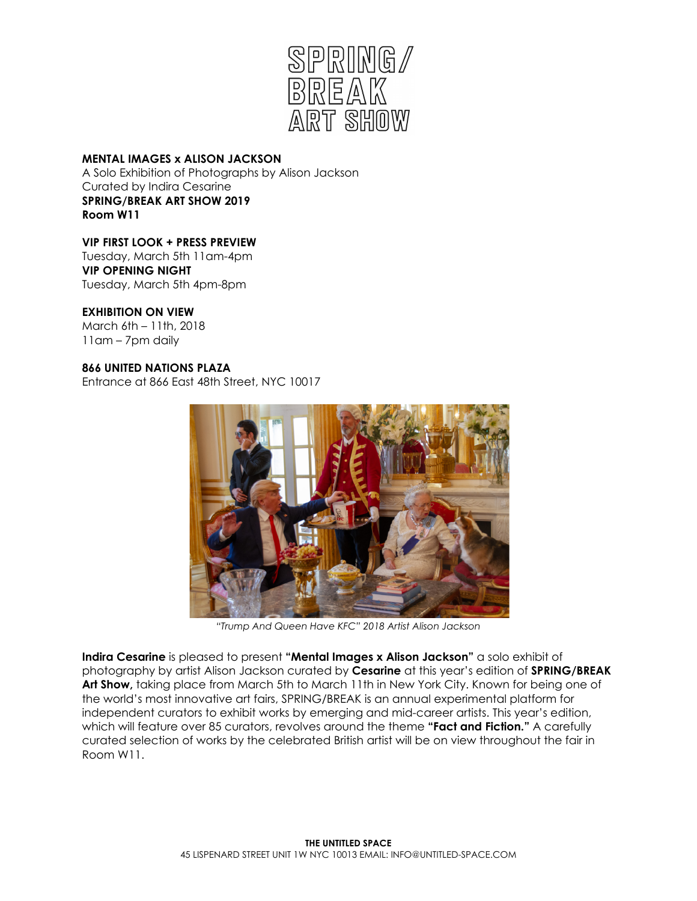SPRING/
BREAK
ART SHOW

**MENTAL IMAGES x ALISON JACKSON**
A Solo Exhibition of Photographs by Alison Jackson
Curated by Indira Cesarine
**SPRING/BREAK ART SHOW 2019**
**Room W11**

**VIP FIRST LOOK + PRESS PREVIEW**
Tuesday, March 5th 11am-4pm
**VIP OPENING NIGHT**
Tuesday, March 5th 4pm-8pm

**EXHIBITION ON VIEW**
March 6th – 11th, 2018
11am – 7pm daily

**866 UNITED NATIONS PLAZA**
Entrance at 866 East 48th Street, NYC 10017

*"Trump And Queen Have KFC" 2018 Artist Alison Jackson*

**Indira Cesarine** is pleased to present **"Mental Images x Alison Jackson"** a solo exhibit of photography by artist Alison Jackson curated by **Cesarine** at this year's edition of **SPRING/BREAK Art Show,** taking place from March 5th to March 11th in New York City. Known for being one of the world's most innovative art fairs, SPRING/BREAK is an annual experimental platform for independent curators to exhibit works by emerging and mid-career artists. This year's edition, which will feature over 85 curators, revolves around the theme **"Fact and Fiction."** A carefully curated selection of works by the celebrated British artist will be on view throughout the fair in Room W11.

**THE UNTITLED SPACE**
45 LISPENARD STREET UNIT 1W NYC 10013 EMAIL: INFO@UNTITLED-SPACE.COM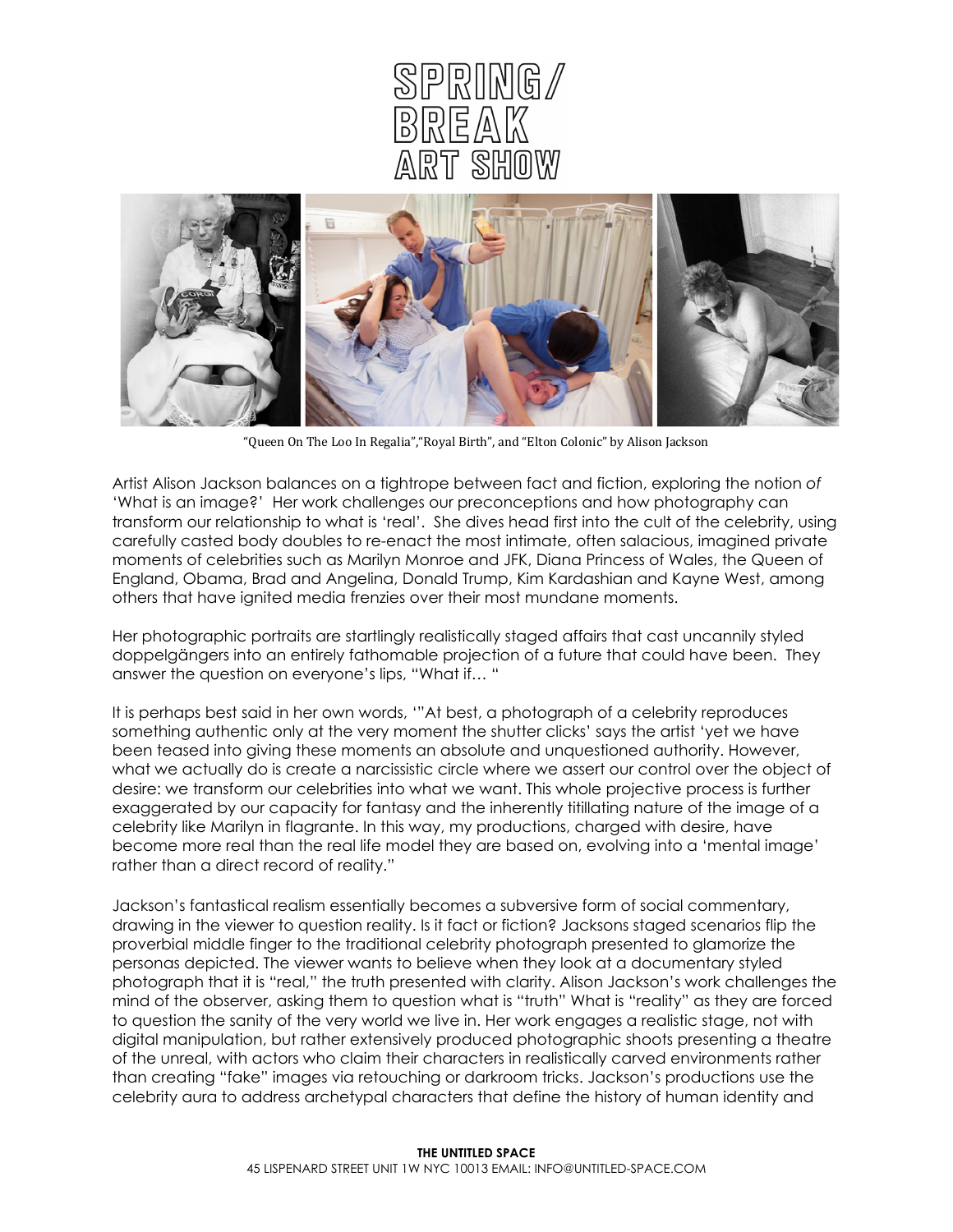# SPRING/ BREAK ART SHOW

"Queen On The Loo In Regalia","Royal Birth", and "Elton Colonic" by Alison Jackson

Artist Alison Jackson balances on a tightrope between fact and fiction, exploring the notion *of* 'What is an image?' Her work challenges our preconceptions and how photography can transform our relationship to what is 'real'. She dives head first into the cult of the celebrity, using carefully casted body doubles to re-enact the most intimate, often salacious, imagined private moments of celebrities such as Marilyn Monroe and JFK, Diana Princess of Wales, the Queen of England, Obama, Brad and Angelina, Donald Trump, Kim Kardashian and Kayne West, among others that have ignited media frenzies over their most mundane moments.

Her photographic portraits are startlingly realistically staged affairs that cast uncannily styled doppelgängers into an entirely fathomable projection of a future that could have been. They answer the question on everyone's lips, "What if… "

It is perhaps best said in her own words, '"At best, a photograph of a celebrity reproduces something authentic only at the very moment the shutter clicks' says the artist 'yet we have been teased into giving these moments an absolute and unquestioned authority. However, what we actually do is create a narcissistic circle where we assert our control over the object of desire: we transform our celebrities into what we want. This whole projective process is further exaggerated by our capacity for fantasy and the inherently titillating nature of the image of a celebrity like Marilyn in flagrante. In this way, my productions, charged with desire, have become more real than the real life model they are based on, evolving into a 'mental image' rather than a direct record of reality."

Jackson's fantastical realism essentially becomes a subversive form of social commentary, drawing in the viewer to question reality. Is it fact or fiction? Jacksons staged scenarios flip the proverbial middle finger to the traditional celebrity photograph presented to glamorize the personas depicted. The viewer wants to believe when they look at a documentary styled photograph that it is "real," the truth presented with clarity. Alison Jackson's work challenges the mind of the observer, asking them to question what is "truth" What is "reality" as they are forced to question the sanity of the very world we live in. Her work engages a realistic stage, not with digital manipulation, but rather extensively produced photographic shoots presenting a theatre of the unreal, with actors who claim their characters in realistically carved environments rather than creating "fake" images via retouching or darkroom tricks. Jackson's productions use the celebrity aura to address archetypal characters that define the history of human identity and

**THE UNTITLED SPACE**
45 LISPENARD STREET UNIT 1W NYC 10013 EMAIL: INFO@UNTITLED-SPACE.COM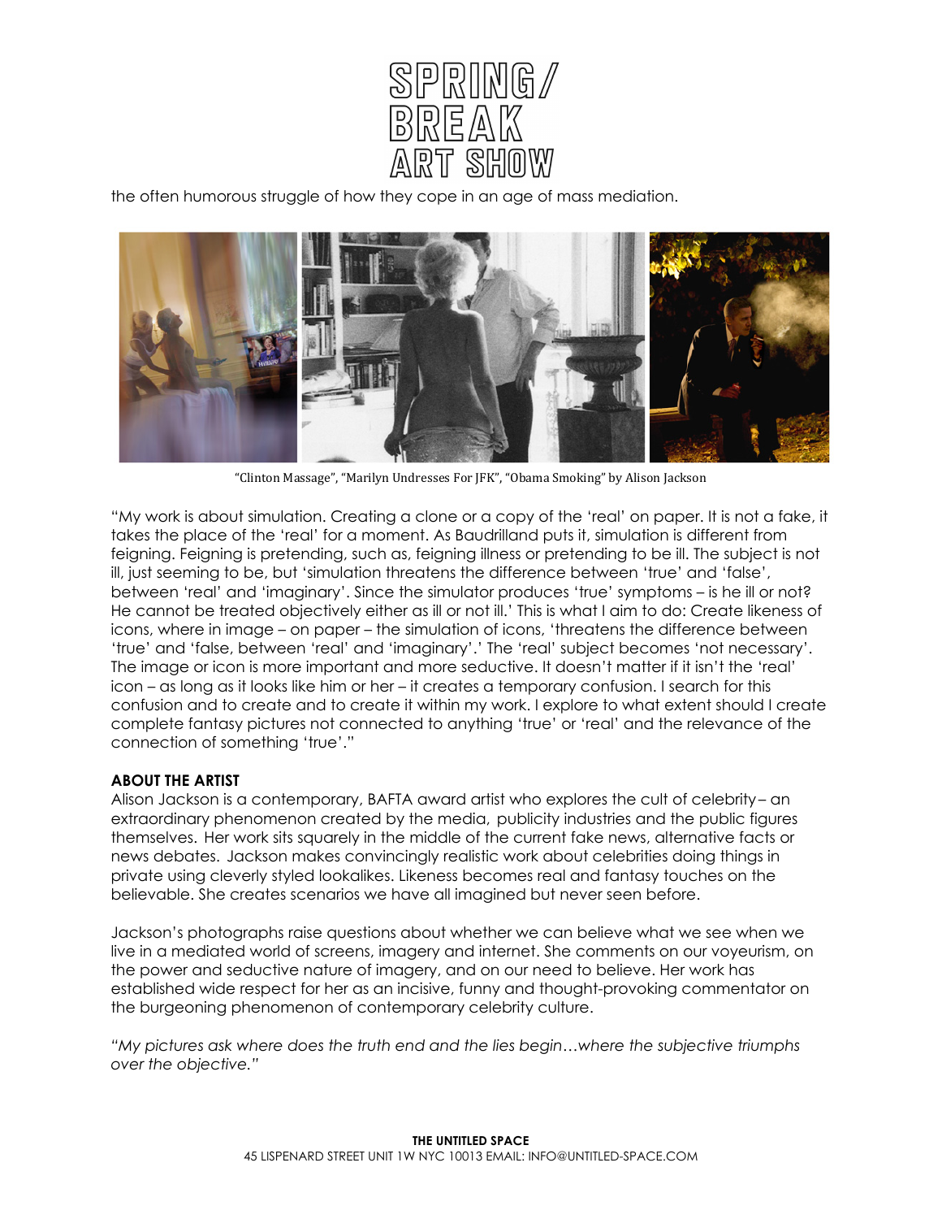the often humorous struggle of how they cope in an age of mass mediation.

"Clinton Massage", "Marilyn Undresses For JFK", "Obama Smoking" by Alison Jackson

"My work is about simulation. Creating a clone or a copy of the 'real' on paper. It is not a fake, it takes the place of the 'real' for a moment. As Baudrillard puts it, simulation is different from feigning. Feigning is pretending, such as, feigning illness or pretending to be ill. The subject is not ill, just seeming to be, but 'simulation threatens the difference between 'true' and 'false', between 'real' and 'imaginary'. Since the simulator produces 'true' symptoms – is he ill or not? He cannot be treated objectively either as ill or not ill.' This is what I aim to do: Create likeness of icons, where in image – on paper – the simulation of icons, 'threatens the difference between 'true' and 'false, between 'real' and 'imaginary'.' The 'real' subject becomes 'not necessary'. The image or icon is more important and more seductive. It doesn't matter if it isn't the 'real' icon – as long as it looks like him or her – it creates a temporary confusion. I search for this confusion and to create and to create it within my work. I explore to what extent should I create complete fantasy pictures not connected to anything 'true' or 'real' and the relevance of the connection of something 'true'."

**ABOUT THE ARTIST**
Alison Jackson is a contemporary, BAFTA award artist who explores the cult of celebrity– an extraordinary phenomenon created by the media, publicity industries and the public figures themselves. Her work sits squarely in the middle of the current fake news, alternative facts or news debates. Jackson makes convincingly realistic work about celebrities doing things in private using cleverly styled lookalikes. Likeness becomes real and fantasy touches on the believable. She creates scenarios we have all imagined but never seen before.

Jackson's photographs raise questions about whether we can believe what we see when we live in a mediated world of screens, imagery and internet. She comments on our voyeurism, on the power and seductive nature of imagery, and on our need to believe. Her work has established wide respect for her as an incisive, funny and thought-provoking commentator on the burgeoning phenomenon of contemporary celebrity culture.

*"My pictures ask where does the truth end and the lies begin…where the subjective triumphs over the objective."*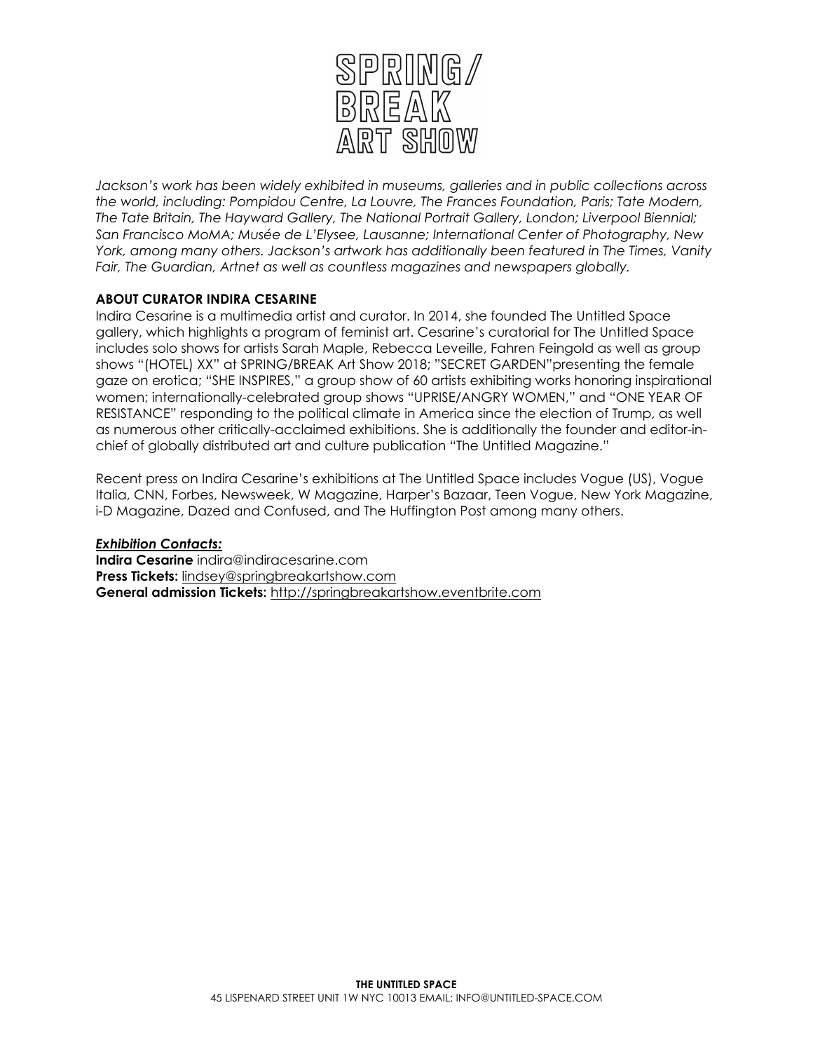*Jackson's work has been widely exhibited in museums, galleries and in public collections across the world, including: Pompidou Centre, La Louvre, The Frances Foundation, Paris; Tate Modern, The Tate Britain, The Hayward Gallery, The National Portrait Gallery, London; Liverpool Biennial; San Francisco MoMA; Musée de L'Elysee, Lausanne; International Center of Photography, New York, among many others. Jackson's artwork has additionally been featured in The Times, Vanity Fair, The Guardian, Artnet as well as countless magazines and newspapers globally.*

**ABOUT CURATOR INDIRA CESARINE**

Indira Cesarine is a multimedia artist and curator. In 2014, she founded The Untitled Space gallery, which highlights a program of feminist art. Cesarine's curatorial for The Untitled Space includes solo shows for artists Sarah Maple, Rebecca Leveille, Fahren Feingold as well as group shows "(HOTEL) XX" at SPRING/BREAK Art Show 2018; "SECRET GARDEN"presenting the female gaze on erotica; "SHE INSPIRES," a group show of 60 artists exhibiting works honoring inspirational women; internationally-celebrated group shows "UPRISE/ANGRY WOMEN," and "ONE YEAR OF RESISTANCE" responding to the political climate in America since the election of Trump, as well as numerous other critically-acclaimed exhibitions. She is additionally the founder and editor-in-chief of globally distributed art and culture publication "The Untitled Magazine."

Recent press on Indira Cesarine's exhibitions at The Untitled Space includes Vogue (US), Vogue Italia, CNN, Forbes, Newsweek, W Magazine, Harper's Bazaar, Teen Vogue, New York Magazine, i-D Magazine, Dazed and Confused, and The Huffington Post among many others.

***Exhibition Contacts:***

**Indira Cesarine** indira@indiracesarine.com
**Press Tickets:** lindsey@springbreakartshow.com
**General admission Tickets:** http://springbreakartshow.eventbrite.com